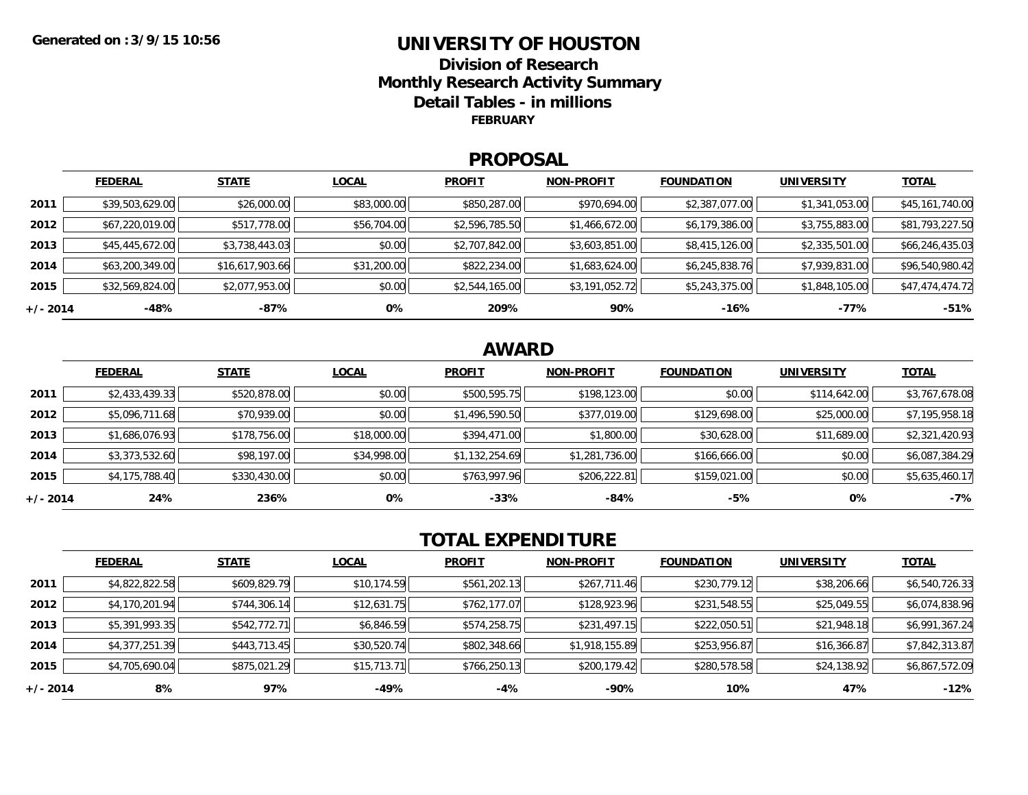Generated on :3/9/15 10:56

# UNIVERSITY OF HOUSTON

## Division of Research

## Monthly Research Activity Summary

## Detail Tables - in millions

**FEBRUARY**

## PROPOSAL

| | FEDERAL | STATE | LOCAL | PROFIT | NON-PROFIT | FOUNDATION | UNIVERSITY | TOTAL |
|---|---|---|---|---|---|---|---|---|
| 2011 | $39,503,629.00 | $26,000.00 | $83,000.00 | $850,287.00 | $970,694.00 | $2,387,077.00 | $1,341,053.00 | $45,161,740.00 |
| 2012 | $67,220,019.00 | $517,778.00 | $56,704.00 | $2,596,785.50 | $1,466,672.00 | $6,179,386.00 | $3,755,883.00 | $81,793,227.50 |
| 2013 | $45,445,672.00 | $3,738,443.03 | $0.00 | $2,707,842.00 | $3,603,851.00 | $8,415,126.00 | $2,335,501.00 | $66,246,435.03 |
| 2014 | $63,200,349.00 | $16,617,903.66 | $31,200.00 | $822,234.00 | $1,683,624.00 | $6,245,838.76 | $7,939,831.00 | $96,540,980.42 |
| 2015 | $32,569,824.00 | $2,077,953.00 | $0.00 | $2,544,165.00 | $3,191,052.72 | $5,243,375.00 | $1,848,105.00 | $47,474,474.72 |
| +/- 2014 | -48% | -87% | 0% | 209% | 90% | -16% | -77% | -51% |

## AWARD

| | FEDERAL | STATE | LOCAL | PROFIT | NON-PROFIT | FOUNDATION | UNIVERSITY | TOTAL |
|---|---|---|---|---|---|---|---|---|
| 2011 | $2,433,439.33 | $520,878.00 | $0.00 | $500,595.75 | $198,123.00 | $0.00 | $114,642.00 | $3,767,678.08 |
| 2012 | $5,096,711.68 | $70,939.00 | $0.00 | $1,496,590.50 | $377,019.00 | $129,698.00 | $25,000.00 | $7,195,958.18 |
| 2013 | $1,686,076.93 | $178,756.00 | $18,000.00 | $394,471.00 | $1,800.00 | $30,628.00 | $11,689.00 | $2,321,420.93 |
| 2014 | $3,373,532.60 | $98,197.00 | $34,998.00 | $1,132,254.69 | $1,281,736.00 | $166,666.00 | $0.00 | $6,087,384.29 |
| 2015 | $4,175,788.40 | $330,430.00 | $0.00 | $763,997.96 | $206,222.81 | $159,021.00 | $0.00 | $5,635,460.17 |
| +/- 2014 | 24% | 236% | 0% | -33% | -84% | -5% | 0% | -7% |

## TOTAL EXPENDITURE

| | FEDERAL | STATE | LOCAL | PROFIT | NON-PROFIT | FOUNDATION | UNIVERSITY | TOTAL |
|---|---|---|---|---|---|---|---|---|
| 2011 | $4,822,822.58 | $609,829.79 | $10,174.59 | $561,202.13 | $267,711.46 | $230,779.12 | $38,206.66 | $6,540,726.33 |
| 2012 | $4,170,201.94 | $744,306.14 | $12,631.75 | $762,177.07 | $128,923.96 | $231,548.55 | $25,049.55 | $6,074,838.96 |
| 2013 | $5,391,993.35 | $542,772.71 | $6,846.59 | $574,258.75 | $231,497.15 | $222,050.51 | $21,948.18 | $6,991,367.24 |
| 2014 | $4,377,251.39 | $443,713.45 | $30,520.74 | $802,348.66 | $1,918,155.89 | $253,956.87 | $16,366.87 | $7,842,313.87 |
| 2015 | $4,705,690.04 | $875,021.29 | $15,713.71 | $766,250.13 | $200,179.42 | $280,578.58 | $24,138.92 | $6,867,572.09 |
| +/- 2014 | 8% | 97% | -49% | -4% | -90% | 10% | 47% | -12% |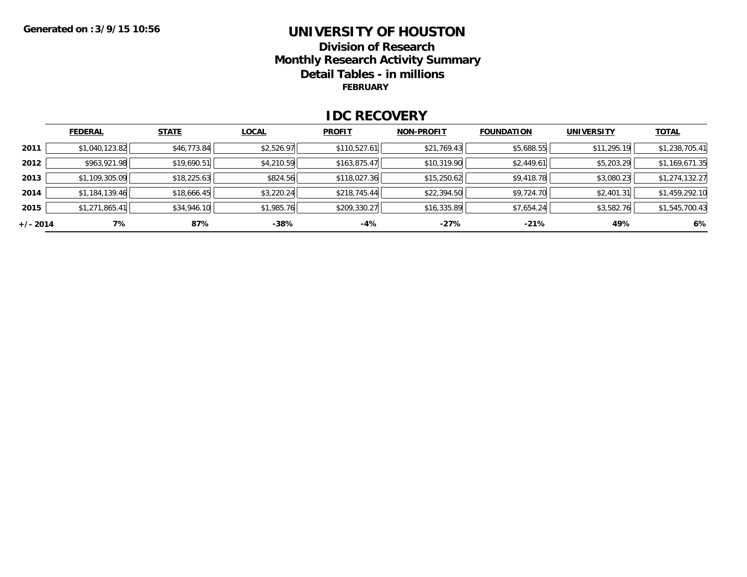Generated on :3/9/15 10:56

# UNIVERSITY OF HOUSTON

## Division of Research

## Monthly Research Activity Summary

## Detail Tables - in millions

**FEBRUARY**

## IDC RECOVERY

| | FEDERAL | STATE | LOCAL | PROFIT | NON-PROFIT | FOUNDATION | UNIVERSITY | TOTAL |
|---|---|---|---|---|---|---|---|---|
| **2011** | $1,040,123.82 | $46,773.84 | $2,526.97 | $110,527.61 | $21,769.43 | $5,688.55 | $11,295.19 | $1,238,705.41 |
| **2012** | $963,921.98 | $19,690.51 | $4,210.59 | $163,875.47 | $10,319.90 | $2,449.61 | $5,203.29 | $1,169,671.35 |
| **2013** | $1,109,305.09 | $18,225.63 | $824.56 | $118,027.36 | $15,250.62 | $9,418.78 | $3,080.23 | $1,274,132.27 |
| **2014** | $1,184,139.46 | $18,666.45 | $3,220.24 | $218,745.44 | $22,394.50 | $9,724.70 | $2,401.31 | $1,459,292.10 |
| **2015** | $1,271,865.41 | $34,946.10 | $1,985.76 | $209,330.27 | $16,335.89 | $7,654.24 | $3,582.76 | $1,545,700.43 |
| **+/- 2014** | **7%** | **87%** | **-38%** | **-4%** | **-27%** | **-21%** | **49%** | **6%** |